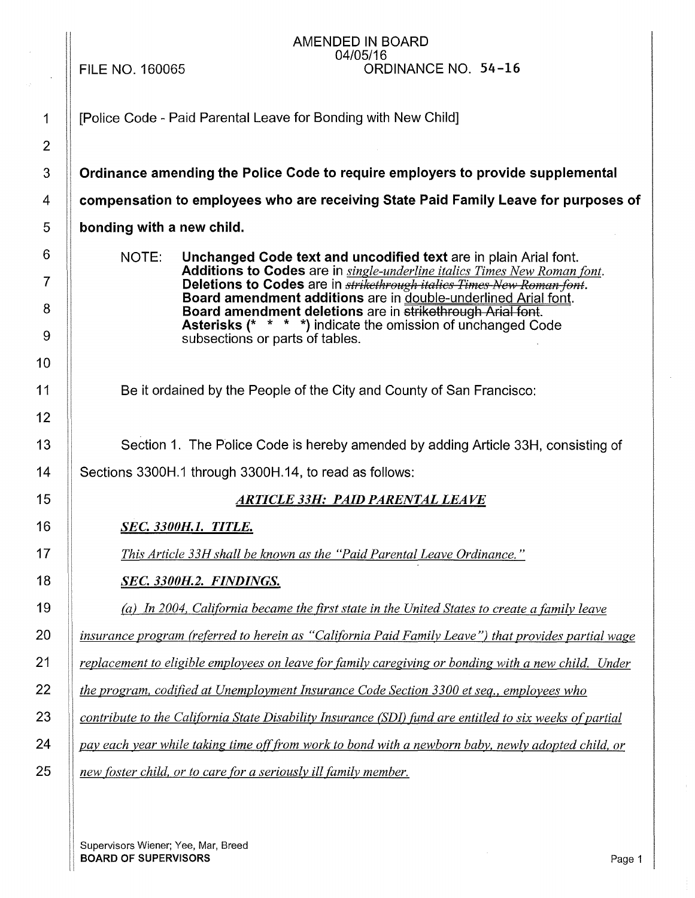AMENDED IN BOARD
04/05/16

FILE NO. 160065 ORDINANCE NO. 54-16

[Police Code - Paid Parental Leave for Bonding with New Child]

**Ordinance amending the Police Code to require employers to provide supplemental compensation to employees who are receiving State Paid Family Leave for purposes of bonding with a new child.**

NOTE: **Unchanged Code text and uncodified text** are in plain Arial font.
**Additions to Codes** are in *single-underline italics Times New Roman font.*
**Deletions to Codes** are in ~~*strikethrough italics Times New Roman font.*~~
**Board amendment additions** are in double-underlined Arial font.
**Board amendment deletions** are in ~~strikethrough Arial font.~~
**Asterisks (\* \* \* \*)** indicate the omission of unchanged Code subsections or parts of tables.

Be it ordained by the People of the City and County of San Francisco:

Section 1. The Police Code is hereby amended by adding Article 33H, consisting of Sections 3300H.1 through 3300H.14, to read as follows:

***ARTICLE 33H: PAID PARENTAL LEAVE***

***SEC. 3300H.1. TITLE.***

*This Article 33H shall be known as the "Paid Parental Leave Ordinance."*

***SEC. 3300H.2. FINDINGS.***

*(a) In 2004, California became the first state in the United States to create a family leave insurance program (referred to herein as "California Paid Family Leave") that provides partial wage replacement to eligible employees on leave for family caregiving or bonding with a new child. Under the program, codified at Unemployment Insurance Code Section 3300 et seq., employees who contribute to the California State Disability Insurance (SDI) fund are entitled to six weeks of partial pay each year while taking time off from work to bond with a newborn baby, newly adopted child, or new foster child, or to care for a seriously ill family member.*

Supervisors Wiener; Yee, Mar, Breed
**BOARD OF SUPERVISORS**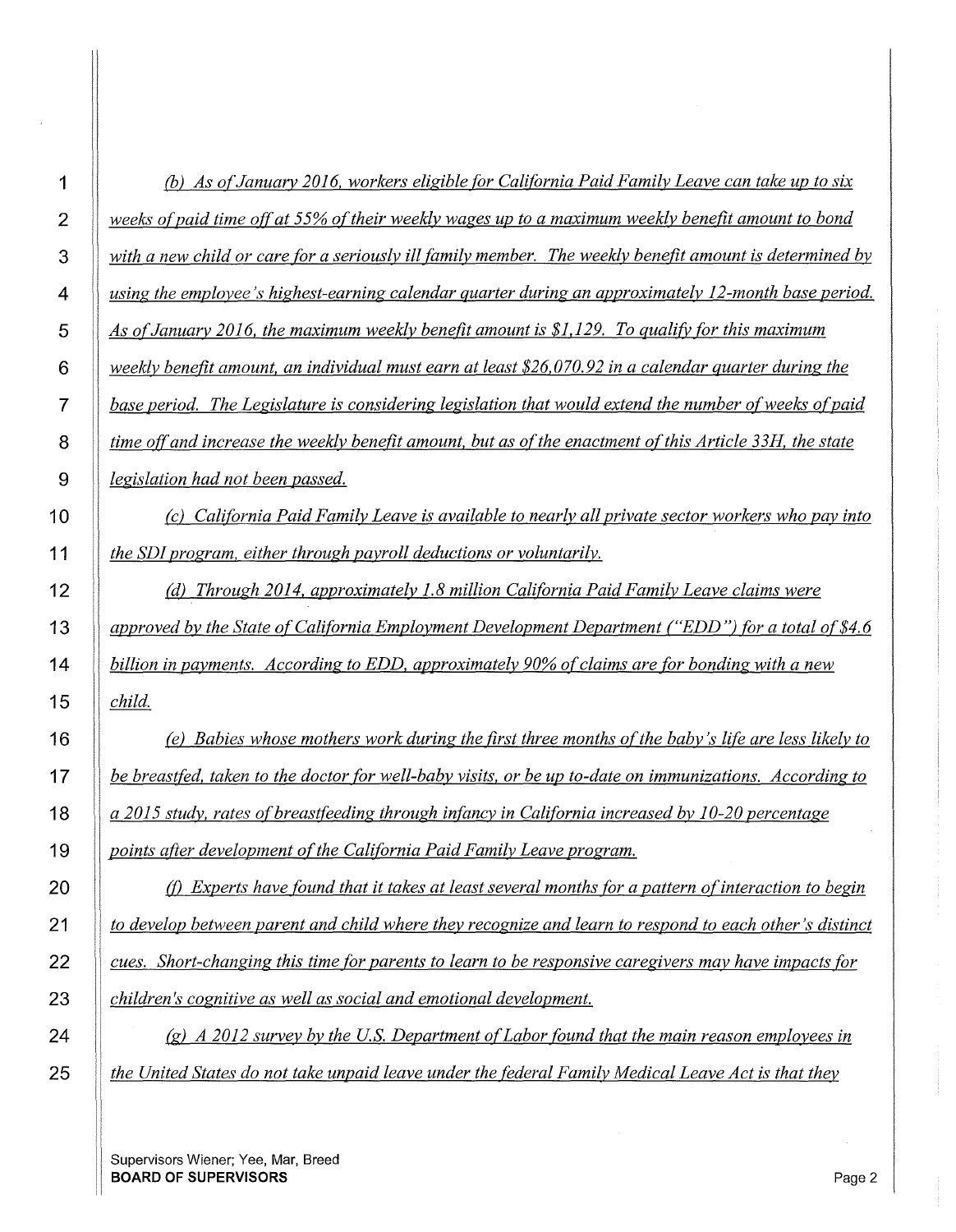*(b) As of January 2016, workers eligible for California Paid Family Leave can take up to six weeks of paid time off at 55% of their weekly wages up to a maximum weekly benefit amount to bond with a new child or care for a seriously ill family member. The weekly benefit amount is determined by using the employee's highest-earning calendar quarter during an approximately 12-month base period. As of January 2016, the maximum weekly benefit amount is $1,129. To qualify for this maximum weekly benefit amount, an individual must earn at least $26,070.92 in a calendar quarter during the base period. The Legislature is considering legislation that would extend the number of weeks of paid time off and increase the weekly benefit amount, but as of the enactment of this Article 33H, the state legislation had not been passed.*

*(c) California Paid Family Leave is available to nearly all private sector workers who pay into the SDI program, either through payroll deductions or voluntarily.*

*(d) Through 2014, approximately 1.8 million California Paid Family Leave claims were approved by the State of California Employment Development Department ("EDD") for a total of $4.6 billion in payments. According to EDD, approximately 90% of claims are for bonding with a new child.*

*(e) Babies whose mothers work during the first three months of the baby's life are less likely to be breastfed, taken to the doctor for well-baby visits, or be up to-date on immunizations. According to a 2015 study, rates of breastfeeding through infancy in California increased by 10-20 percentage points after development of the California Paid Family Leave program.*

*(f) Experts have found that it takes at least several months for a pattern of interaction to begin to develop between parent and child where they recognize and learn to respond to each other's distinct cues. Short-changing this time for parents to learn to be responsive caregivers may have impacts for children's cognitive as well as social and emotional development.*

*(g) A 2012 survey by the U.S. Department of Labor found that the main reason employees in the United States do not take unpaid leave under the federal Family Medical Leave Act is that they*

Supervisors Wiener; Yee, Mar, Breed
**BOARD OF SUPERVISORS**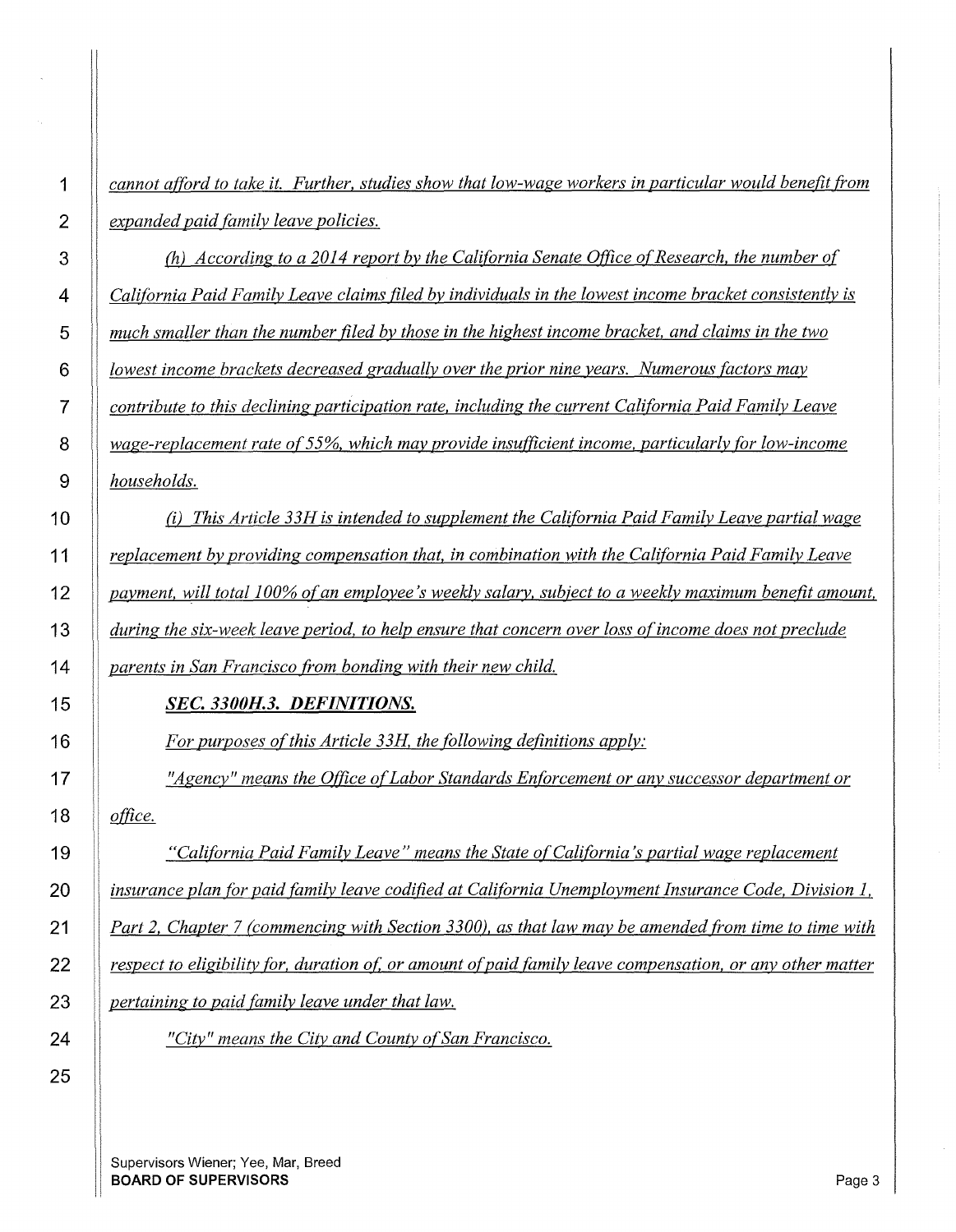*cannot afford to take it. Further, studies show that low-wage workers in particular would benefit from expanded paid family leave policies.*

*(h) According to a 2014 report by the California Senate Office of Research, the number of California Paid Family Leave claims filed by individuals in the lowest income bracket consistently is much smaller than the number filed by those in the highest income bracket, and claims in the two lowest income brackets decreased gradually over the prior nine years. Numerous factors may contribute to this declining participation rate, including the current California Paid Family Leave wage-replacement rate of 55%, which may provide insufficient income, particularly for low-income households.*

*(i) This Article 33H is intended to supplement the California Paid Family Leave partial wage replacement by providing compensation that, in combination with the California Paid Family Leave payment, will total 100% of an employee's weekly salary, subject to a weekly maximum benefit amount, during the six-week leave period, to help ensure that concern over loss of income does not preclude parents in San Francisco from bonding with their new child.*

***SEC. 3300H.3. DEFINITIONS.***

*For purposes of this Article 33H, the following definitions apply:*

*"Agency" means the Office of Labor Standards Enforcement or any successor department or office.*

*"California Paid Family Leave" means the State of California's partial wage replacement insurance plan for paid family leave codified at California Unemployment Insurance Code, Division 1, Part 2, Chapter 7 (commencing with Section 3300), as that law may be amended from time to time with respect to eligibility for, duration of, or amount of paid family leave compensation, or any other matter pertaining to paid family leave under that law.*

*"City" means the City and County of San Francisco.*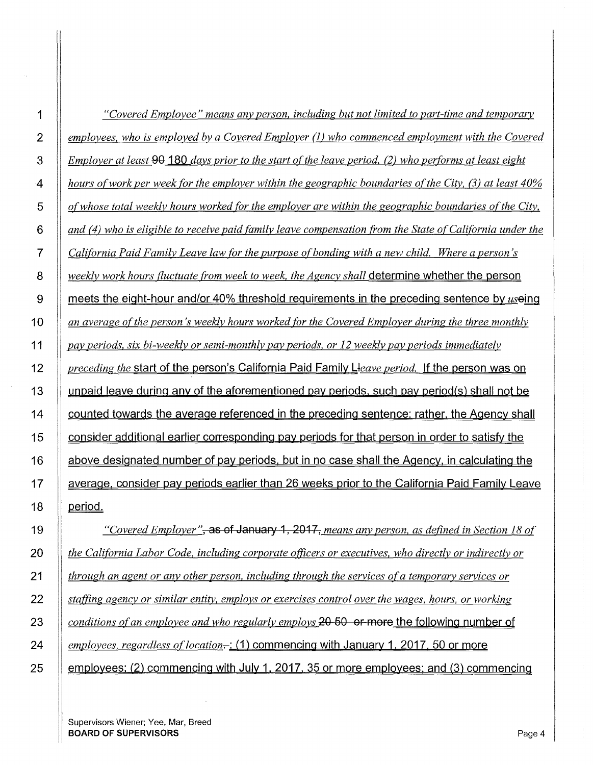*"Covered Employee" means any person, including but not limited to part-time and temporary employees, who is employed by a Covered Employer (1) who commenced employment with the Covered Employer at least* ~~90~~ 180 *days prior to the start of the leave period, (2) who performs at least eight hours of work per week for the employer within the geographic boundaries of the City, (3) at least 40% of whose total weekly hours worked for the employer are within the geographic boundaries of the City, and (4) who is eligible to receive paid family leave compensation from the State of California under the California Paid Family Leave law for the purpose of bonding with a new child. Where a person's weekly work hours fluctuate from week to week, the Agency shall* determine whether the person meets the eight-hour and/or 40% threshold requirements in the preceding sentence by *us*~~eing~~ *an average of the person's weekly hours worked for the Covered Employer during the three monthly pay periods, six bi-weekly or semi-monthly pay periods, or 12 weekly pay periods immediately preceding the* start of the person's California Paid Family L~~l~~*eave period.* If the person was on unpaid leave during any of the aforementioned pay periods, such pay period(s) shall not be counted towards the average referenced in the preceding sentence; rather, the Agency shall consider additional earlier corresponding pay periods for that person in order to satisfy the above designated number of pay periods, but in no case shall the Agency, in calculating the average, consider pay periods earlier than 26 weeks prior to the California Paid Family Leave period.

*"Covered Employer"*~~, as of January 1, 2017,~~ *means any person, as defined in Section 18 of the California Labor Code, including corporate officers or executives, who directly or indirectly or through an agent or any other person, including through the services of a temporary services or staffing agency or similar entity, employs or exercises control over the wages, hours, or working conditions of an employee and who regularly employs* ~~20~~ ~~50~~ ~~or more~~ the following number of *employees, regardless of location*~~.~~: (1) commencing with January 1, 2017, 50 or more employees; (2) commencing with July 1, 2017, 35 or more employees; and (3) commencing

Supervisors Wiener; Yee, Mar, Breed
**BOARD OF SUPERVISORS**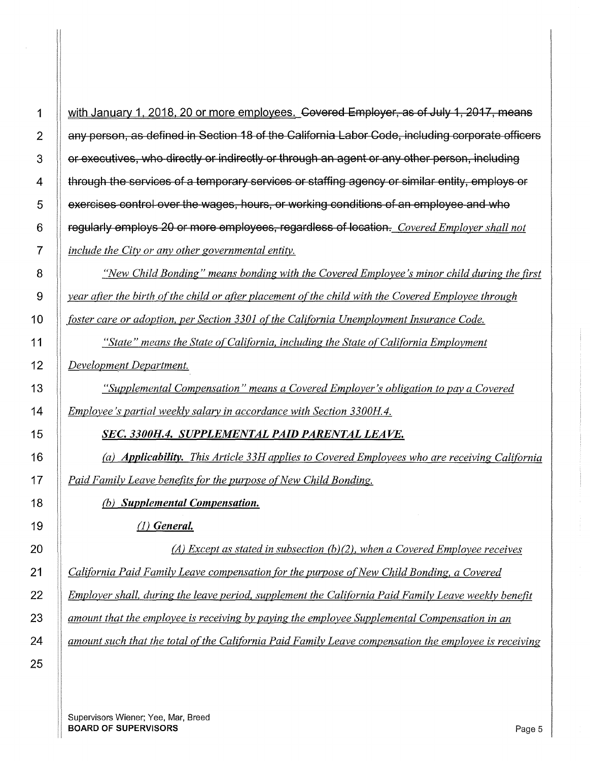with January 1, 2018, 20 or more employees. ~~Covered Employer, as of July 1, 2017, means any person, as defined in Section 18 of the California Labor Code, including corporate officers or executives, who directly or indirectly or through an agent or any other person, including through the services of a temporary services or staffing agency or similar entity, employs or exercises control over the wages, hours, or working conditions of an employee and who regularly employs 20 or more employees, regardless of location.~~ *Covered Employer shall not include the City or any other governmental entity.*

*"New Child Bonding" means bonding with the Covered Employee's minor child during the first year after the birth of the child or after placement of the child with the Covered Employee through foster care or adoption, per Section 3301 of the California Unemployment Insurance Code.*

*"State" means the State of California, including the State of California Employment Development Department.*

*"Supplemental Compensation" means a Covered Employer's obligation to pay a Covered Employee's partial weekly salary in accordance with Section 3300H.4.*

***SEC. 3300H.4. SUPPLEMENTAL PAID PARENTAL LEAVE.***

*(a) **Applicability.** This Article 33H applies to Covered Employees who are receiving California Paid Family Leave benefits for the purpose of New Child Bonding.*

*(b) **Supplemental Compensation.***

*(1) **General.***

*(A) Except as stated in subsection (b)(2), when a Covered Employee receives California Paid Family Leave compensation for the purpose of New Child Bonding, a Covered Employer shall, during the leave period, supplement the California Paid Family Leave weekly benefit amount that the employee is receiving by paying the employee Supplemental Compensation in an amount such that the total of the California Paid Family Leave compensation the employee is receiving*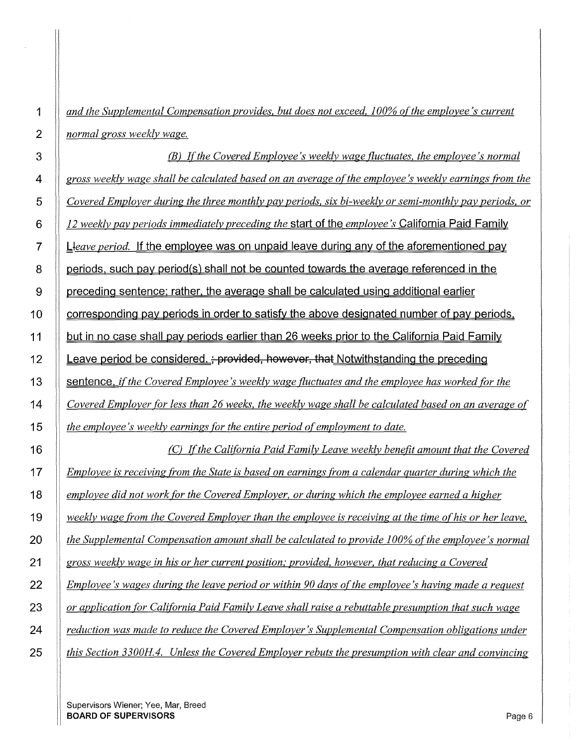*and the Supplemental Compensation provides, but does not exceed, 100% of the employee's current normal gross weekly wage.*

*(B) If the Covered Employee's weekly wage fluctuates, the employee's normal gross weekly wage shall be calculated based on an average of the employee's weekly earnings from the Covered Employer during the three monthly pay periods, six bi-weekly or semi-monthly pay periods, or 12 weekly pay periods immediately preceding the* start of the *employee's* California Paid Family L*leave period.* If the employee was on unpaid leave during any of the aforementioned pay periods, such pay period(s) shall not be counted towards the average referenced in the preceding sentence; rather, the average shall be calculated using additional earlier corresponding pay periods in order to satisfy the above designated number of pay periods, but in no case shall pay periods earlier than 26 weeks prior to the California Paid Family Leave period be considered. ~~; provided, however, that~~ Notwithstanding the preceding sentence, *if the Covered Employee's weekly wage fluctuates and the employee has worked for the Covered Employer for less than 26 weeks, the weekly wage shall be calculated based on an average of the employee's weekly earnings for the entire period of employment to date.*

*(C) If the California Paid Family Leave weekly benefit amount that the Covered Employee is receiving from the State is based on earnings from a calendar quarter during which the employee did not work for the Covered Employer, or during which the employee earned a higher weekly wage from the Covered Employer than the employee is receiving at the time of his or her leave, the Supplemental Compensation amount shall be calculated to provide 100% of the employee's normal gross weekly wage in his or her current position; provided, however, that reducing a Covered Employee's wages during the leave period or within 90 days of the employee's having made a request or application for California Paid Family Leave shall raise a rebuttable presumption that such wage reduction was made to reduce the Covered Employer's Supplemental Compensation obligations under this Section 3300H.4. Unless the Covered Employer rebuts the presumption with clear and convincing*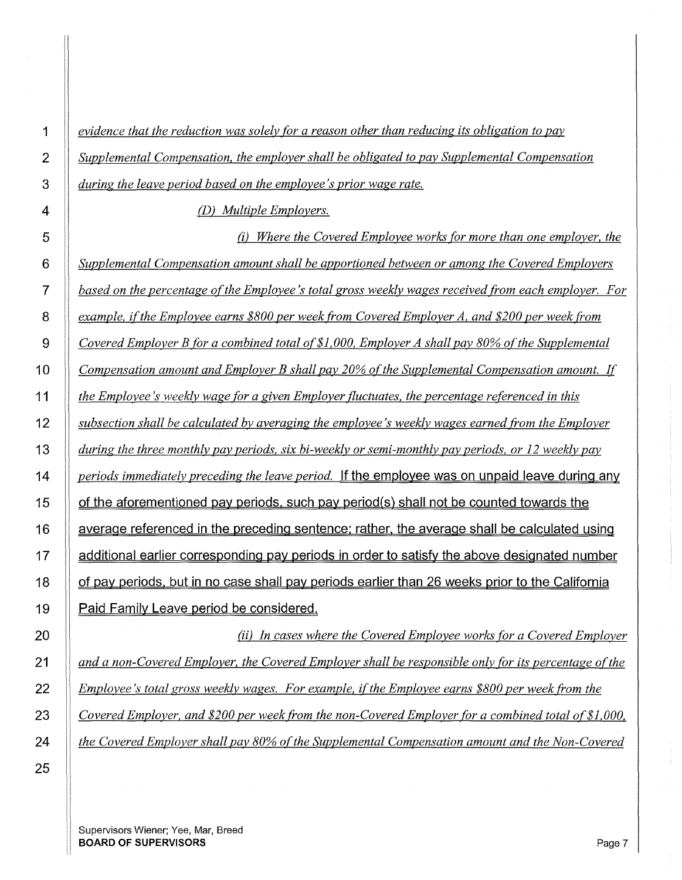*evidence that the reduction was solely for a reason other than reducing its obligation to pay Supplemental Compensation, the employer shall be obligated to pay Supplemental Compensation during the leave period based on the employee's prior wage rate.*

*(D) Multiple Employers.*

*(i) Where the Covered Employee works for more than one employer, the Supplemental Compensation amount shall be apportioned between or among the Covered Employers based on the percentage of the Employee's total gross weekly wages received from each employer. For example, if the Employee earns $800 per week from Covered Employer A, and $200 per week from Covered Employer B for a combined total of $1,000, Employer A shall pay 80% of the Supplemental Compensation amount and Employer B shall pay 20% of the Supplemental Compensation amount. If the Employee's weekly wage for a given Employer fluctuates, the percentage referenced in this subsection shall be calculated by averaging the employee's weekly wages earned from the Employer during the three monthly pay periods, six bi-weekly or semi-monthly pay periods, or 12 weekly pay periods immediately preceding the leave period.* If the employee was on unpaid leave during any of the aforementioned pay periods, such pay period(s) shall not be counted towards the average referenced in the preceding sentence; rather, the average shall be calculated using additional earlier corresponding pay periods in order to satisfy the above designated number of pay periods, but in no case shall pay periods earlier than 26 weeks prior to the California Paid Family Leave period be considered.

*(ii) In cases where the Covered Employee works for a Covered Employer and a non-Covered Employer, the Covered Employer shall be responsible only for its percentage of the Employee's total gross weekly wages. For example, if the Employee earns $800 per week from the Covered Employer, and $200 per week from the non-Covered Employer for a combined total of $1,000, the Covered Employer shall pay 80% of the Supplemental Compensation amount and the Non-Covered*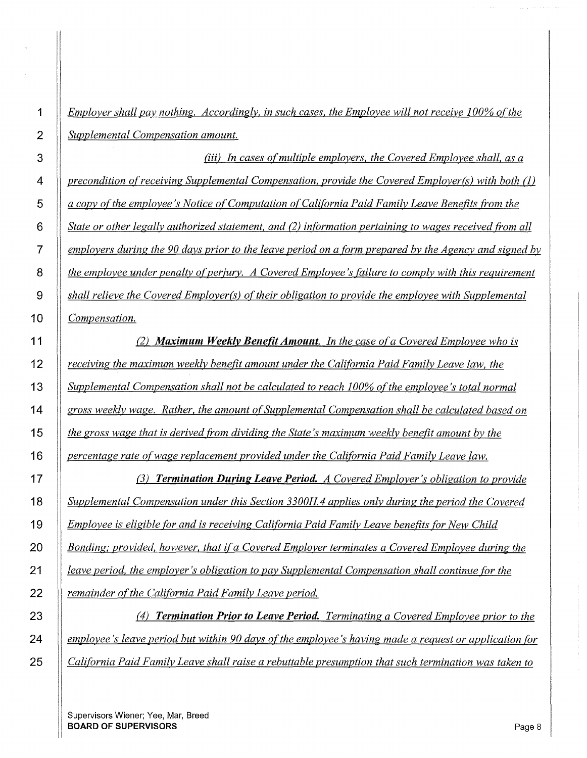*Employer shall pay nothing. Accordingly, in such cases, the Employee will not receive 100% of the Supplemental Compensation amount.*

*(iii) In cases of multiple employers, the Covered Employee shall, as a precondition of receiving Supplemental Compensation, provide the Covered Employer(s) with both (1) a copy of the employee's Notice of Computation of California Paid Family Leave Benefits from the State or other legally authorized statement, and (2) information pertaining to wages received from all employers during the 90 days prior to the leave period on a form prepared by the Agency and signed by the employee under penalty of perjury. A Covered Employee's failure to comply with this requirement shall relieve the Covered Employer(s) of their obligation to provide the employee with Supplemental Compensation.*

*(2) **Maximum Weekly Benefit Amount.** In the case of a Covered Employee who is receiving the maximum weekly benefit amount under the California Paid Family Leave law, the Supplemental Compensation shall not be calculated to reach 100% of the employee's total normal gross weekly wage. Rather, the amount of Supplemental Compensation shall be calculated based on the gross wage that is derived from dividing the State's maximum weekly benefit amount by the percentage rate of wage replacement provided under the California Paid Family Leave law.*

*(3) **Termination During Leave Period.** A Covered Employer's obligation to provide Supplemental Compensation under this Section 3300H.4 applies only during the period the Covered Employee is eligible for and is receiving California Paid Family Leave benefits for New Child Bonding; provided, however, that if a Covered Employer terminates a Covered Employee during the leave period, the employer's obligation to pay Supplemental Compensation shall continue for the remainder of the California Paid Family Leave period.*

*(4) **Termination Prior to Leave Period.** Terminating a Covered Employee prior to the employee's leave period but within 90 days of the employee's having made a request or application for California Paid Family Leave shall raise a rebuttable presumption that such termination was taken to*

Supervisors Wiener; Yee, Mar, Breed
**BOARD OF SUPERVISORS**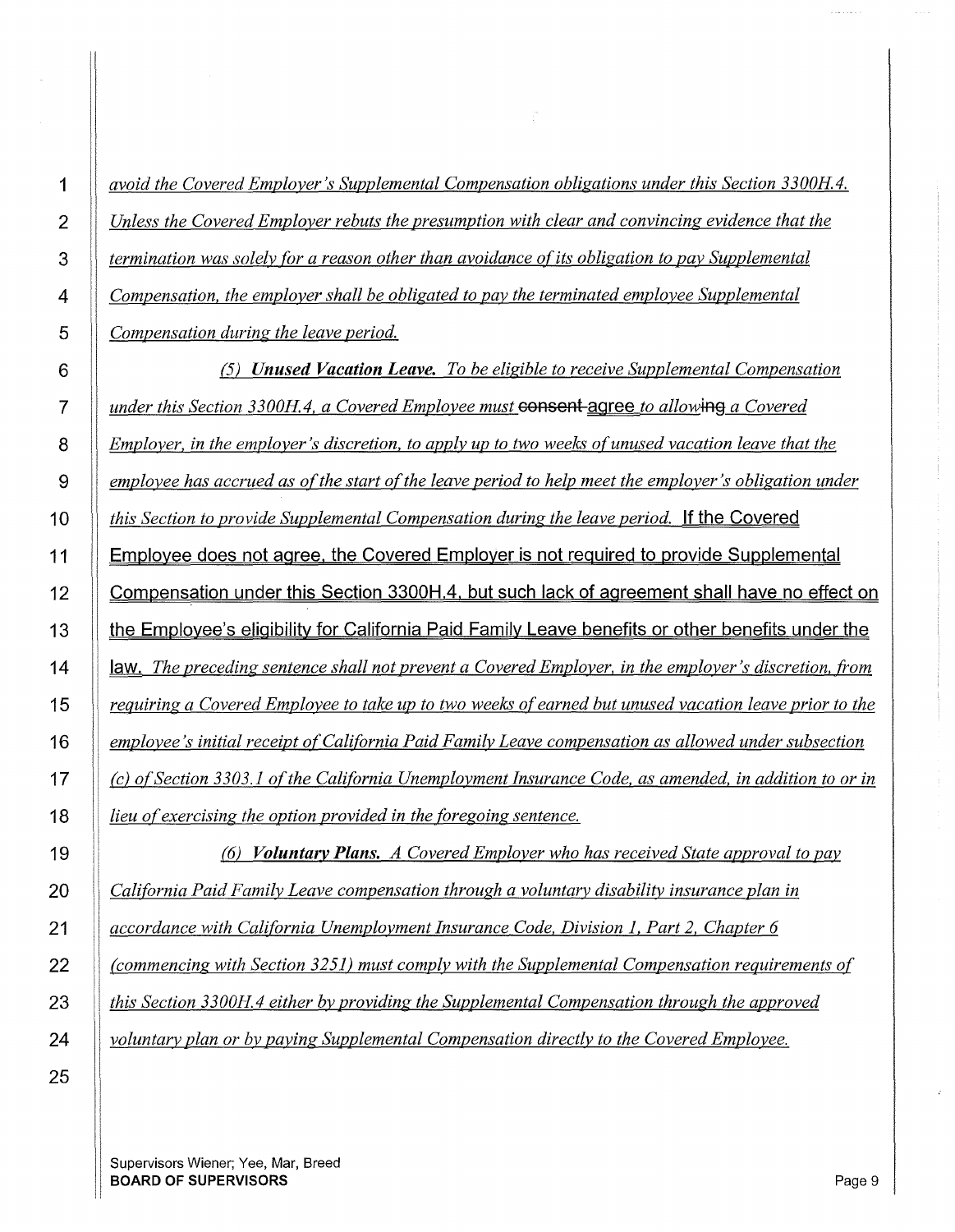*avoid the Covered Employer's Supplemental Compensation obligations under this Section 3300H.4. Unless the Covered Employer rebuts the presumption with clear and convincing evidence that the termination was solely for a reason other than avoidance of its obligation to pay Supplemental Compensation, the employer shall be obligated to pay the terminated employee Supplemental Compensation during the leave period.*

*(5)* ***Unused Vacation Leave.*** *To be eligible to receive Supplemental Compensation under this Section 3300H.4, a Covered Employee must* ~~consent~~ agree *to allow*~~ing~~ *a Covered Employer, in the employer's discretion, to apply up to two weeks of unused vacation leave that the employee has accrued as of the start of the leave period to help meet the employer's obligation under this Section to provide Supplemental Compensation during the leave period.* If the Covered Employee does not agree, the Covered Employer is not required to provide Supplemental Compensation under this Section 3300H.4, but such lack of agreement shall have no effect on the Employee's eligibility for California Paid Family Leave benefits or other benefits under the law. *The preceding sentence shall not prevent a Covered Employer, in the employer's discretion, from requiring a Covered Employee to take up to two weeks of earned but unused vacation leave prior to the employee's initial receipt of California Paid Family Leave compensation as allowed under subsection (c) of Section 3303.1 of the California Unemployment Insurance Code, as amended, in addition to or in lieu of exercising the option provided in the foregoing sentence.*

*(6)* ***Voluntary Plans.*** *A Covered Employer who has received State approval to pay California Paid Family Leave compensation through a voluntary disability insurance plan in accordance with California Unemployment Insurance Code, Division 1, Part 2, Chapter 6 (commencing with Section 3251) must comply with the Supplemental Compensation requirements of this Section 3300H.4 either by providing the Supplemental Compensation through the approved voluntary plan or by paying Supplemental Compensation directly to the Covered Employee.*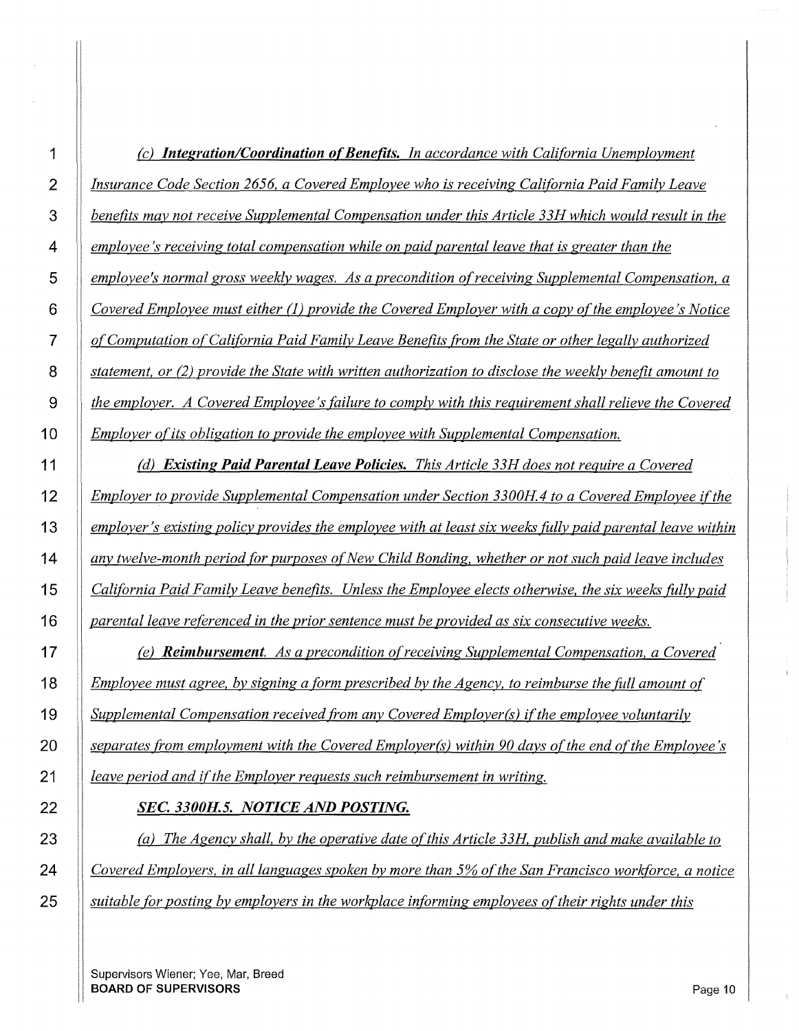*(c) **Integration/Coordination of Benefits.** In accordance with California Unemployment Insurance Code Section 2656, a Covered Employee who is receiving California Paid Family Leave benefits may not receive Supplemental Compensation under this Article 33H which would result in the employee's receiving total compensation while on paid parental leave that is greater than the employee's normal gross weekly wages. As a precondition of receiving Supplemental Compensation, a Covered Employee must either (1) provide the Covered Employer with a copy of the employee's Notice of Computation of California Paid Family Leave Benefits from the State or other legally authorized statement, or (2) provide the State with written authorization to disclose the weekly benefit amount to the employer. A Covered Employee's failure to comply with this requirement shall relieve the Covered Employer of its obligation to provide the employee with Supplemental Compensation.*

*(d) **Existing Paid Parental Leave Policies.** This Article 33H does not require a Covered Employer to provide Supplemental Compensation under Section 3300H.4 to a Covered Employee if the employer's existing policy provides the employee with at least six weeks fully paid parental leave within any twelve-month period for purposes of New Child Bonding, whether or not such paid leave includes California Paid Family Leave benefits. Unless the Employee elects otherwise, the six weeks fully paid parental leave referenced in the prior sentence must be provided as six consecutive weeks.*

*(e) **Reimbursement.** As a precondition of receiving Supplemental Compensation, a Covered Employee must agree, by signing a form prescribed by the Agency, to reimburse the full amount of Supplemental Compensation received from any Covered Employer(s) if the employee voluntarily separates from employment with the Covered Employer(s) within 90 days of the end of the Employee's leave period and if the Employer requests such reimbursement in writing.*

***SEC. 3300H.5. NOTICE AND POSTING.***

*(a) The Agency shall, by the operative date of this Article 33H, publish and make available to Covered Employers, in all languages spoken by more than 5% of the San Francisco workforce, a notice suitable for posting by employers in the workplace informing employees of their rights under this*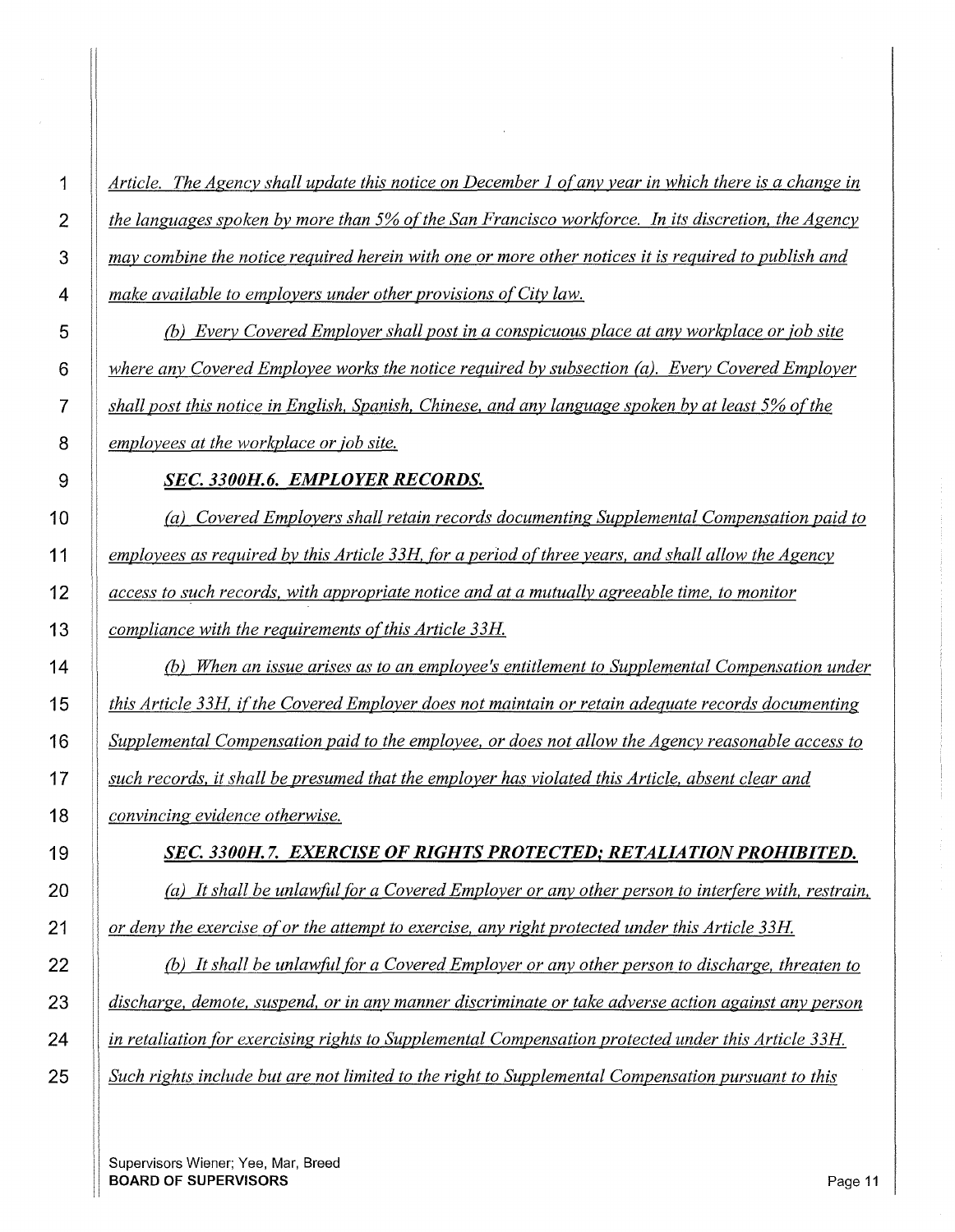*Article. The Agency shall update this notice on December 1 of any year in which there is a change in the languages spoken by more than 5% of the San Francisco workforce. In its discretion, the Agency may combine the notice required herein with one or more other notices it is required to publish and make available to employers under other provisions of City law.*

*(b) Every Covered Employer shall post in a conspicuous place at any workplace or job site where any Covered Employee works the notice required by subsection (a). Every Covered Employer shall post this notice in English, Spanish, Chinese, and any language spoken by at least 5% of the employees at the workplace or job site.*

### ***SEC. 3300H.6. EMPLOYER RECORDS.***

*(a) Covered Employers shall retain records documenting Supplemental Compensation paid to employees as required by this Article 33H, for a period of three years, and shall allow the Agency access to such records, with appropriate notice and at a mutually agreeable time, to monitor compliance with the requirements of this Article 33H.*

*(b) When an issue arises as to an employee's entitlement to Supplemental Compensation under this Article 33H, if the Covered Employer does not maintain or retain adequate records documenting Supplemental Compensation paid to the employee, or does not allow the Agency reasonable access to such records, it shall be presumed that the employer has violated this Article, absent clear and convincing evidence otherwise.*

### ***SEC. 3300H.7. EXERCISE OF RIGHTS PROTECTED; RETALIATION PROHIBITED.***

*(a) It shall be unlawful for a Covered Employer or any other person to interfere with, restrain, or deny the exercise of or the attempt to exercise, any right protected under this Article 33H.*

*(b) It shall be unlawful for a Covered Employer or any other person to discharge, threaten to discharge, demote, suspend, or in any manner discriminate or take adverse action against any person in retaliation for exercising rights to Supplemental Compensation protected under this Article 33H. Such rights include but are not limited to the right to Supplemental Compensation pursuant to this*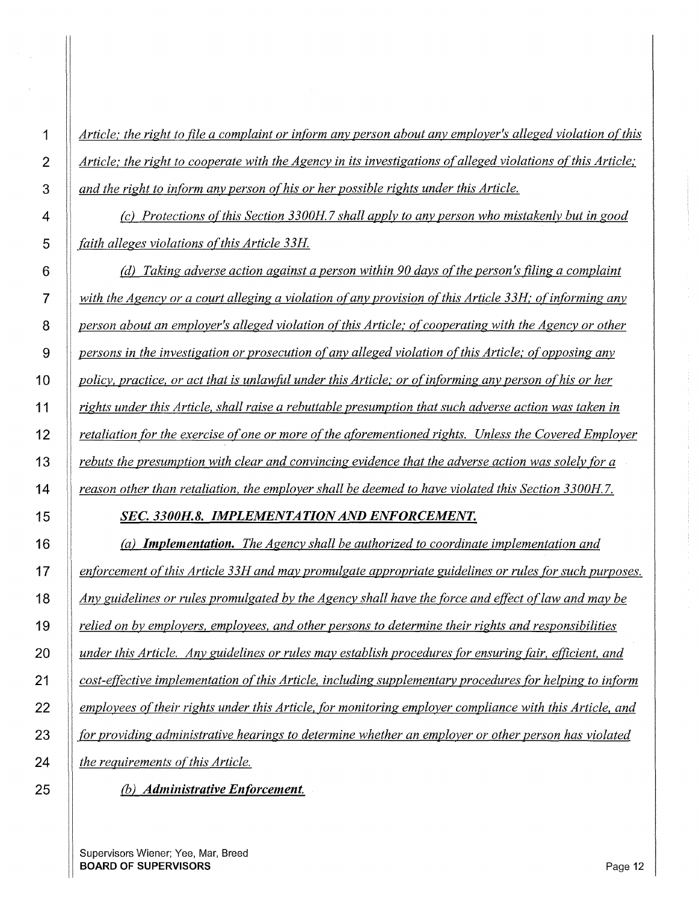*Article; the right to file a complaint or inform any person about any employer's alleged violation of this Article; the right to cooperate with the Agency in its investigations of alleged violations of this Article; and the right to inform any person of his or her possible rights under this Article.*

*(c) Protections of this Section 3300H.7 shall apply to any person who mistakenly but in good faith alleges violations of this Article 33H.*

*(d) Taking adverse action against a person within 90 days of the person's filing a complaint with the Agency or a court alleging a violation of any provision of this Article 33H; of informing any person about an employer's alleged violation of this Article; of cooperating with the Agency or other persons in the investigation or prosecution of any alleged violation of this Article; of opposing any policy, practice, or act that is unlawful under this Article; or of informing any person of his or her rights under this Article, shall raise a rebuttable presumption that such adverse action was taken in retaliation for the exercise of one or more of the aforementioned rights. Unless the Covered Employer rebuts the presumption with clear and convincing evidence that the adverse action was solely for a reason other than retaliation, the employer shall be deemed to have violated this Section 3300H.7.*

***SEC. 3300H.8. IMPLEMENTATION AND ENFORCEMENT.***

*(a) **Implementation.** The Agency shall be authorized to coordinate implementation and enforcement of this Article 33H and may promulgate appropriate guidelines or rules for such purposes. Any guidelines or rules promulgated by the Agency shall have the force and effect of law and may be relied on by employers, employees, and other persons to determine their rights and responsibilities under this Article. Any guidelines or rules may establish procedures for ensuring fair, efficient, and cost-effective implementation of this Article, including supplementary procedures for helping to inform employees of their rights under this Article, for monitoring employer compliance with this Article, and for providing administrative hearings to determine whether an employer or other person has violated the requirements of this Article.*

*(b) **Administrative Enforcement.***

Supervisors Wiener; Yee, Mar, Breed
**BOARD OF SUPERVISORS**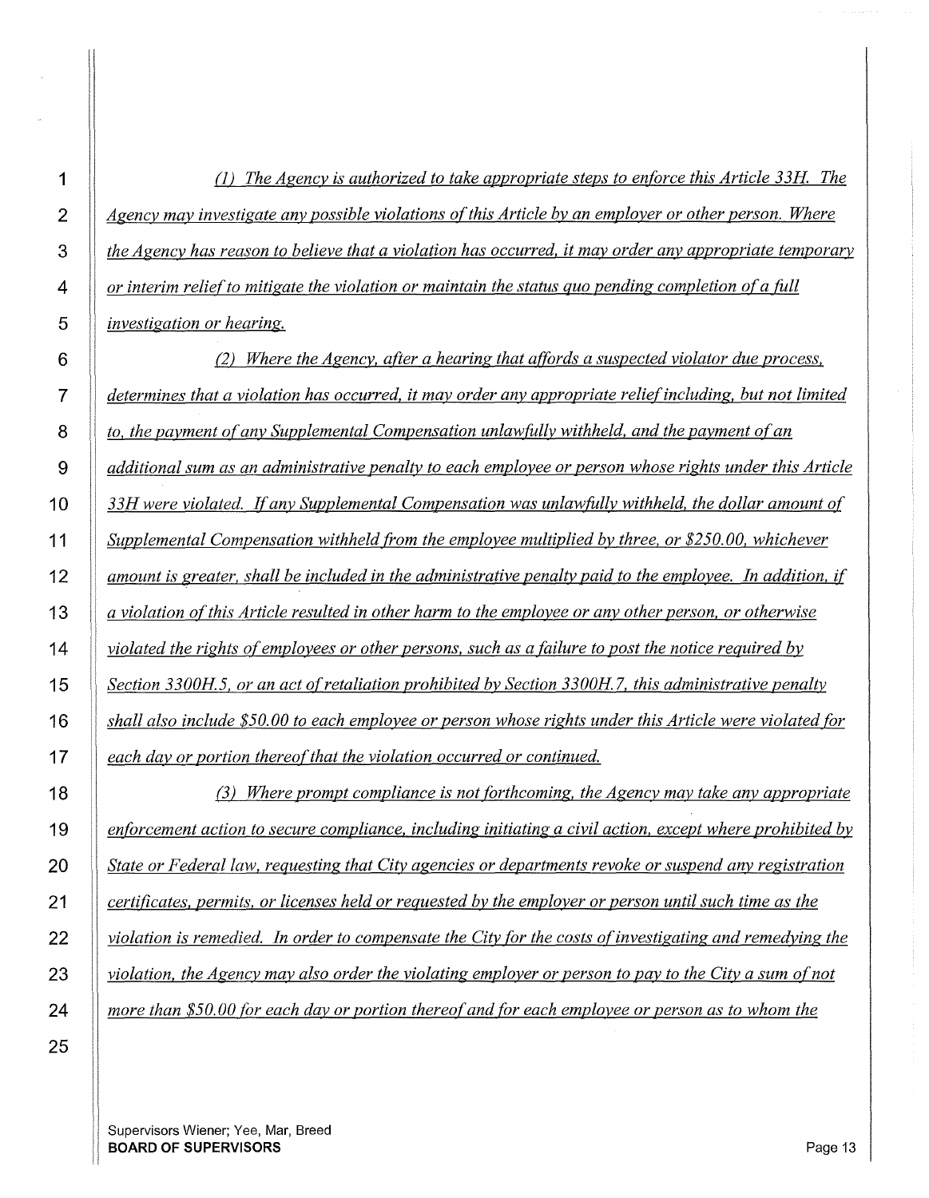*(1) The Agency is authorized to take appropriate steps to enforce this Article 33H. The Agency may investigate any possible violations of this Article by an employer or other person. Where the Agency has reason to believe that a violation has occurred, it may order any appropriate temporary or interim relief to mitigate the violation or maintain the status quo pending completion of a full investigation or hearing.*

*(2) Where the Agency, after a hearing that affords a suspected violator due process, determines that a violation has occurred, it may order any appropriate relief including, but not limited to, the payment of any Supplemental Compensation unlawfully withheld, and the payment of an additional sum as an administrative penalty to each employee or person whose rights under this Article 33H were violated. If any Supplemental Compensation was unlawfully withheld, the dollar amount of Supplemental Compensation withheld from the employee multiplied by three, or $250.00, whichever amount is greater, shall be included in the administrative penalty paid to the employee. In addition, if a violation of this Article resulted in other harm to the employee or any other person, or otherwise violated the rights of employees or other persons, such as a failure to post the notice required by Section 3300H.5, or an act of retaliation prohibited by Section 3300H.7, this administrative penalty shall also include $50.00 to each employee or person whose rights under this Article were violated for each day or portion thereof that the violation occurred or continued.*

*(3) Where prompt compliance is not forthcoming, the Agency may take any appropriate enforcement action to secure compliance, including initiating a civil action, except where prohibited by State or Federal law, requesting that City agencies or departments revoke or suspend any registration certificates, permits, or licenses held or requested by the employer or person until such time as the violation is remedied. In order to compensate the City for the costs of investigating and remedying the violation, the Agency may also order the violating employer or person to pay to the City a sum of not more than $50.00 for each day or portion thereof and for each employee or person as to whom the*

Supervisors Wiener; Yee, Mar, Breed
**BOARD OF SUPERVISORS**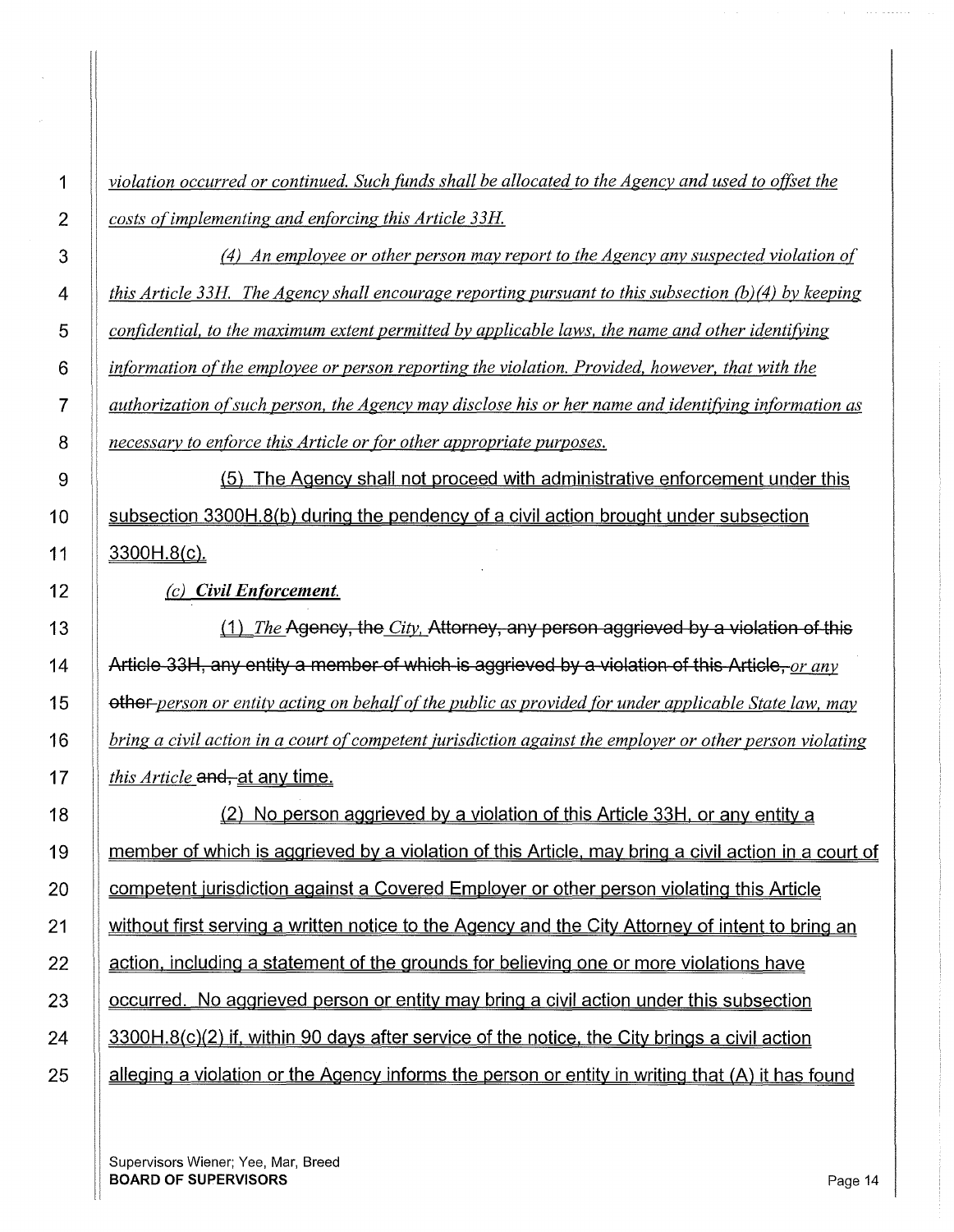*violation occurred or continued. Such funds shall be allocated to the Agency and used to offset the costs of implementing and enforcing this Article 33H.*

*(4) An employee or other person may report to the Agency any suspected violation of this Article 33H. The Agency shall encourage reporting pursuant to this subsection (b)(4) by keeping confidential, to the maximum extent permitted by applicable laws, the name and other identifying information of the employee or person reporting the violation. Provided, however, that with the authorization of such person, the Agency may disclose his or her name and identifying information as necessary to enforce this Article or for other appropriate purposes.*

(5) The Agency shall not proceed with administrative enforcement under this subsection 3300H.8(b) during the pendency of a civil action brought under subsection 3300H.8(c).

***(c) Civil Enforcement.***

(1) *The* ~~Agency, the~~ *City,* ~~Attorney, any person aggrieved by a violation of this Article 33H, any entity a member of which is aggrieved by a violation of this Article,~~ *or any* ~~other~~ *person or entity acting on behalf of the public as provided for under applicable State law, may bring a civil action in a court of competent jurisdiction against the employer or other person violating this Article* ~~and,~~ at any time.

(2) No person aggrieved by a violation of this Article 33H, or any entity a member of which is aggrieved by a violation of this Article, may bring a civil action in a court of competent jurisdiction against a Covered Employer or other person violating this Article without first serving a written notice to the Agency and the City Attorney of intent to bring an action, including a statement of the grounds for believing one or more violations have occurred. No aggrieved person or entity may bring a civil action under this subsection 3300H.8(c)(2) if, within 90 days after service of the notice, the City brings a civil action alleging a violation or the Agency informs the person or entity in writing that (A) it has found

Supervisors Wiener; Yee, Mar, Breed
**BOARD OF SUPERVISORS**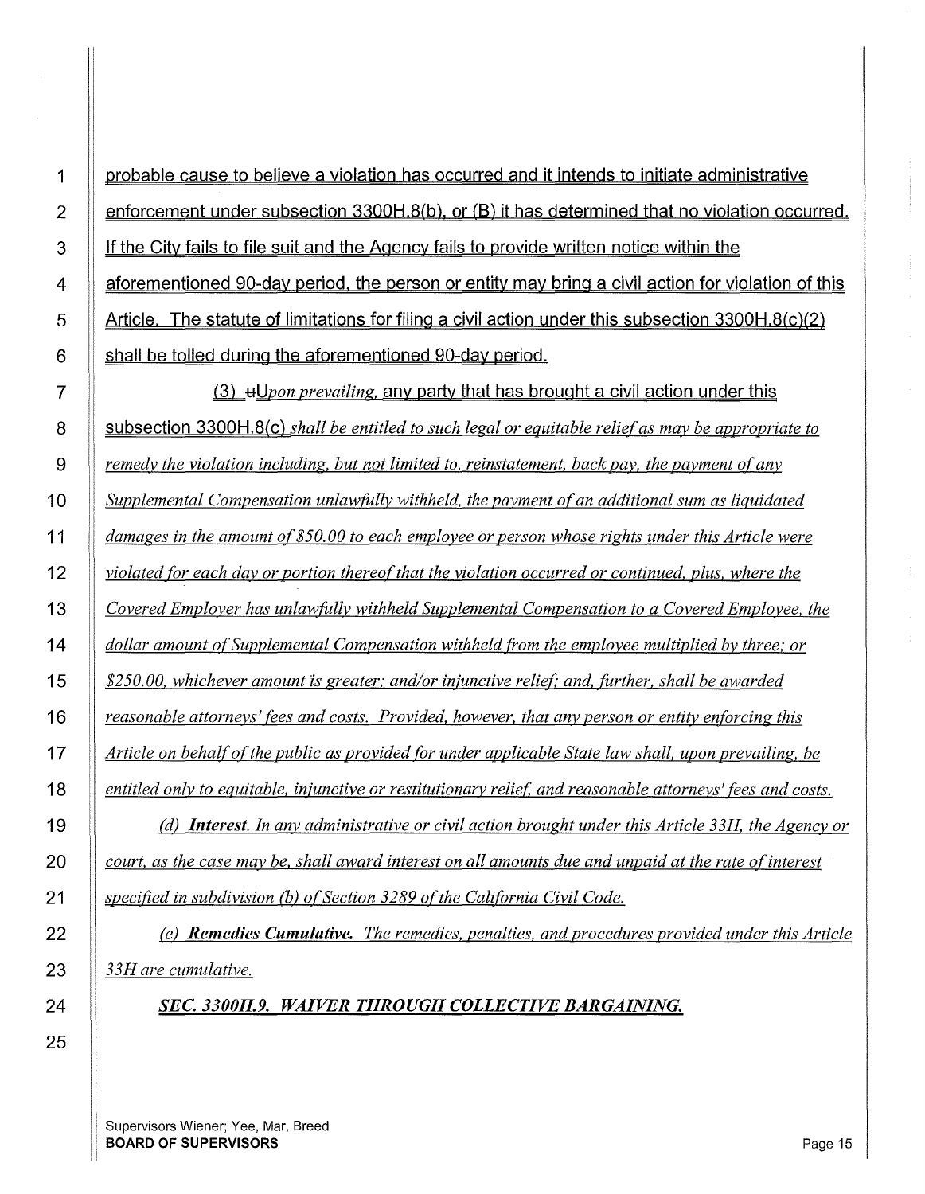probable cause to believe a violation has occurred and it intends to initiate administrative enforcement under subsection 3300H.8(b), or (B) it has determined that no violation occurred. If the City fails to file suit and the Agency fails to provide written notice within the aforementioned 90-day period, the person or entity may bring a civil action for violation of this Article. The statute of limitations for filing a civil action under this subsection 3300H.8(c)(2) shall be tolled during the aforementioned 90-day period.

(3) ~~u~~U*pon prevailing*, any party that has brought a civil action under this subsection 3300H.8(c) *shall be entitled to such legal or equitable relief as may be appropriate to remedy the violation including, but not limited to, reinstatement, back pay, the payment of any Supplemental Compensation unlawfully withheld, the payment of an additional sum as liquidated damages in the amount of $50.00 to each employee or person whose rights under this Article were violated for each day or portion thereof that the violation occurred or continued, plus, where the Covered Employer has unlawfully withheld Supplemental Compensation to a Covered Employee, the dollar amount of Supplemental Compensation withheld from the employee multiplied by three; or $250.00, whichever amount is greater; and/or injunctive relief; and, further, shall be awarded reasonable attorneys' fees and costs. Provided, however, that any person or entity enforcing this Article on behalf of the public as provided for under applicable State law shall, upon prevailing, be entitled only to equitable, injunctive or restitutionary relief, and reasonable attorneys' fees and costs.*

*(d) **Interest**. In any administrative or civil action brought under this Article 33H, the Agency or court, as the case may be, shall award interest on all amounts due and unpaid at the rate of interest specified in subdivision (b) of Section 3289 of the California Civil Code.*

*(e) **Remedies Cumulative**. The remedies, penalties, and procedures provided under this Article 33H are cumulative.*

***SEC. 3300H.9. WAIVER THROUGH COLLECTIVE BARGAINING.***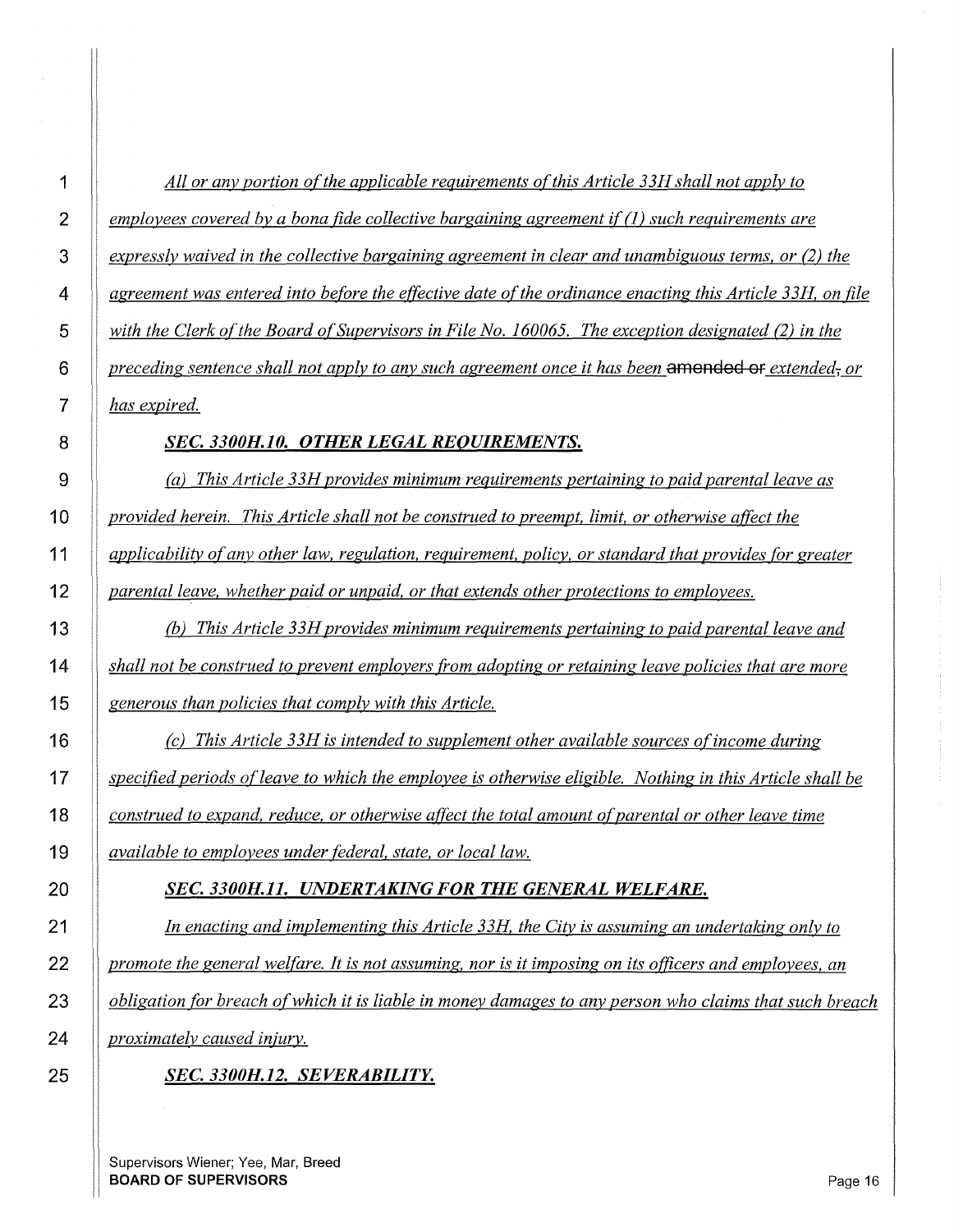*All or any portion of the applicable requirements of this Article 33H shall not apply to employees covered by a bona fide collective bargaining agreement if (1) such requirements are expressly waived in the collective bargaining agreement in clear and unambiguous terms, or (2) the agreement was entered into before the effective date of the ordinance enacting this Article 33H, on file with the Clerk of the Board of Supervisors in File No. 160065. The exception designated (2) in the preceding sentence shall not apply to any such agreement once it has been* ~~amended or~~ *extended*~~,~~ *or has expired.*

***SEC. 3300H.10. OTHER LEGAL REQUIREMENTS.***

*(a) This Article 33H provides minimum requirements pertaining to paid parental leave as provided herein. This Article shall not be construed to preempt, limit, or otherwise affect the applicability of any other law, regulation, requirement, policy, or standard that provides for greater parental leave, whether paid or unpaid, or that extends other protections to employees.*

*(b) This Article 33H provides minimum requirements pertaining to paid parental leave and shall not be construed to prevent employers from adopting or retaining leave policies that are more generous than policies that comply with this Article.*

*(c) This Article 33H is intended to supplement other available sources of income during specified periods of leave to which the employee is otherwise eligible. Nothing in this Article shall be construed to expand, reduce, or otherwise affect the total amount of parental or other leave time available to employees under federal, state, or local law.*

***SEC. 3300H.11. UNDERTAKING FOR THE GENERAL WELFARE.***

*In enacting and implementing this Article 33H, the City is assuming an undertaking only to promote the general welfare. It is not assuming, nor is it imposing on its officers and employees, an obligation for breach of which it is liable in money damages to any person who claims that such breach proximately caused injury.*

***SEC. 3300H.12. SEVERABILITY.***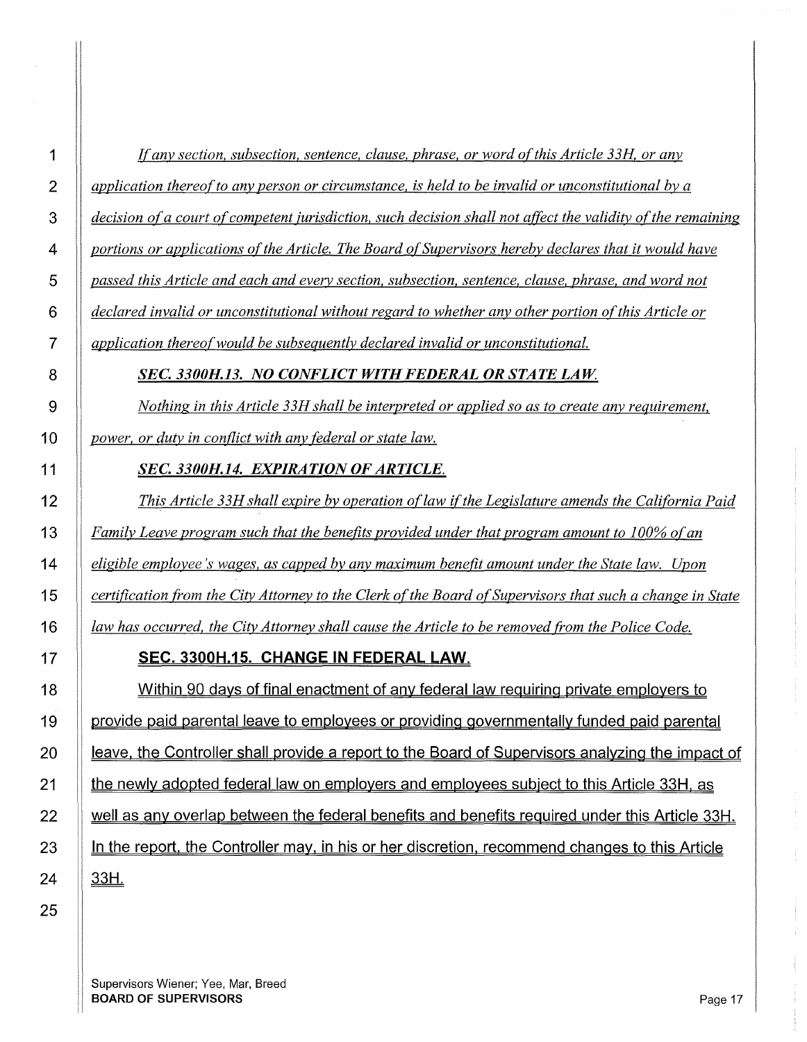*If any section, subsection, sentence, clause, phrase, or word of this Article 33H, or any application thereof to any person or circumstance, is held to be invalid or unconstitutional by a decision of a court of competent jurisdiction, such decision shall not affect the validity of the remaining portions or applications of the Article. The Board of Supervisors hereby declares that it would have passed this Article and each and every section, subsection, sentence, clause, phrase, and word not declared invalid or unconstitutional without regard to whether any other portion of this Article or application thereof would be subsequently declared invalid or unconstitutional.*

***SEC. 3300H.13. NO CONFLICT WITH FEDERAL OR STATE LAW.***

*Nothing in this Article 33H shall be interpreted or applied so as to create any requirement, power, or duty in conflict with any federal or state law.*

***SEC. 3300H.14. EXPIRATION OF ARTICLE.***

*This Article 33H shall expire by operation of law if the Legislature amends the California Paid Family Leave program such that the benefits provided under that program amount to 100% of an eligible employee's wages, as capped by any maximum benefit amount under the State law. Upon certification from the City Attorney to the Clerk of the Board of Supervisors that such a change in State law has occurred, the City Attorney shall cause the Article to be removed from the Police Code.*

**SEC. 3300H.15. CHANGE IN FEDERAL LAW.**

Within 90 days of final enactment of any federal law requiring private employers to provide paid parental leave to employees or providing governmentally funded paid parental leave, the Controller shall provide a report to the Board of Supervisors analyzing the impact of the newly adopted federal law on employers and employees subject to this Article 33H, as well as any overlap between the federal benefits and benefits required under this Article 33H. In the report, the Controller may, in his or her discretion, recommend changes to this Article 33H.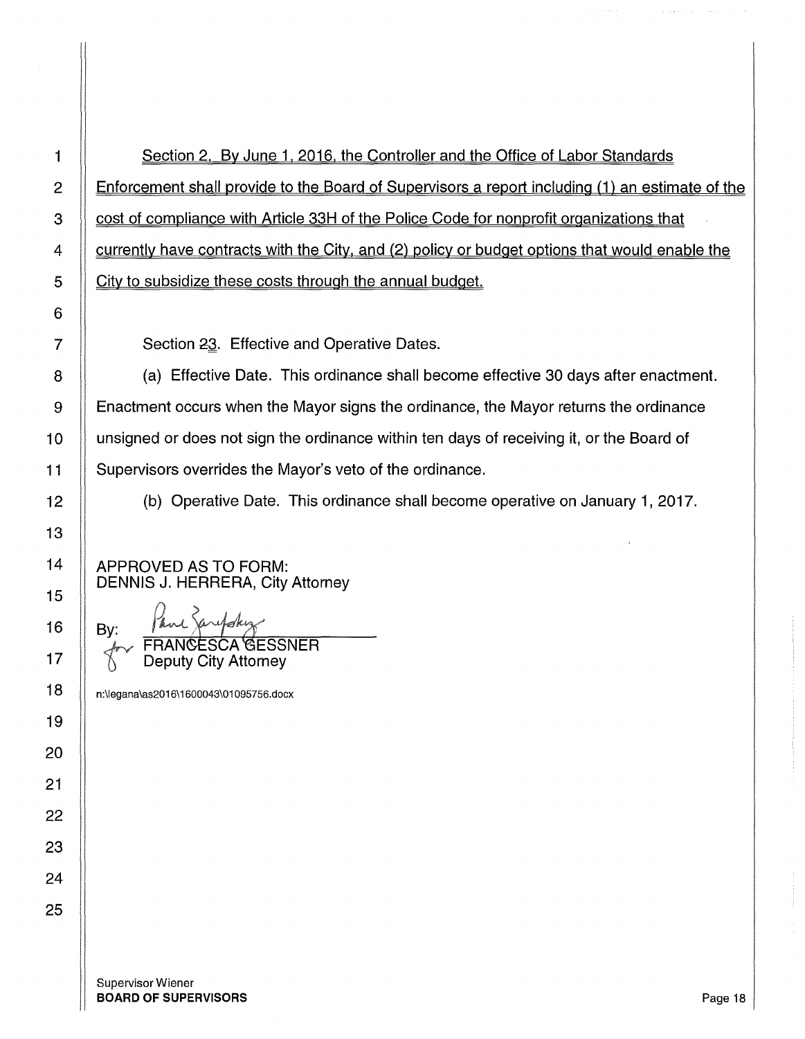Section 2. By June 1, 2016, the Controller and the Office of Labor Standards Enforcement shall provide to the Board of Supervisors a report including (1) an estimate of the cost of compliance with Article 33H of the Police Code for nonprofit organizations that currently have contracts with the City, and (2) policy or budget options that would enable the City to subsidize these costs through the annual budget.

Section 23. Effective and Operative Dates.

(a) Effective Date. This ordinance shall become effective 30 days after enactment. Enactment occurs when the Mayor signs the ordinance, the Mayor returns the ordinance unsigned or does not sign the ordinance within ten days of receiving it, or the Board of Supervisors overrides the Mayor's veto of the ordinance.

(b) Operative Date. This ordinance shall become operative on January 1, 2017.

APPROVED AS TO FORM:
DENNIS J. HERRERA, City Attorney

By: FRANCESCA GESSNER
Deputy City Attorney

n:\legana\as2016\1600043\01095756.docx

Supervisor Wiener
**BOARD OF SUPERVISORS**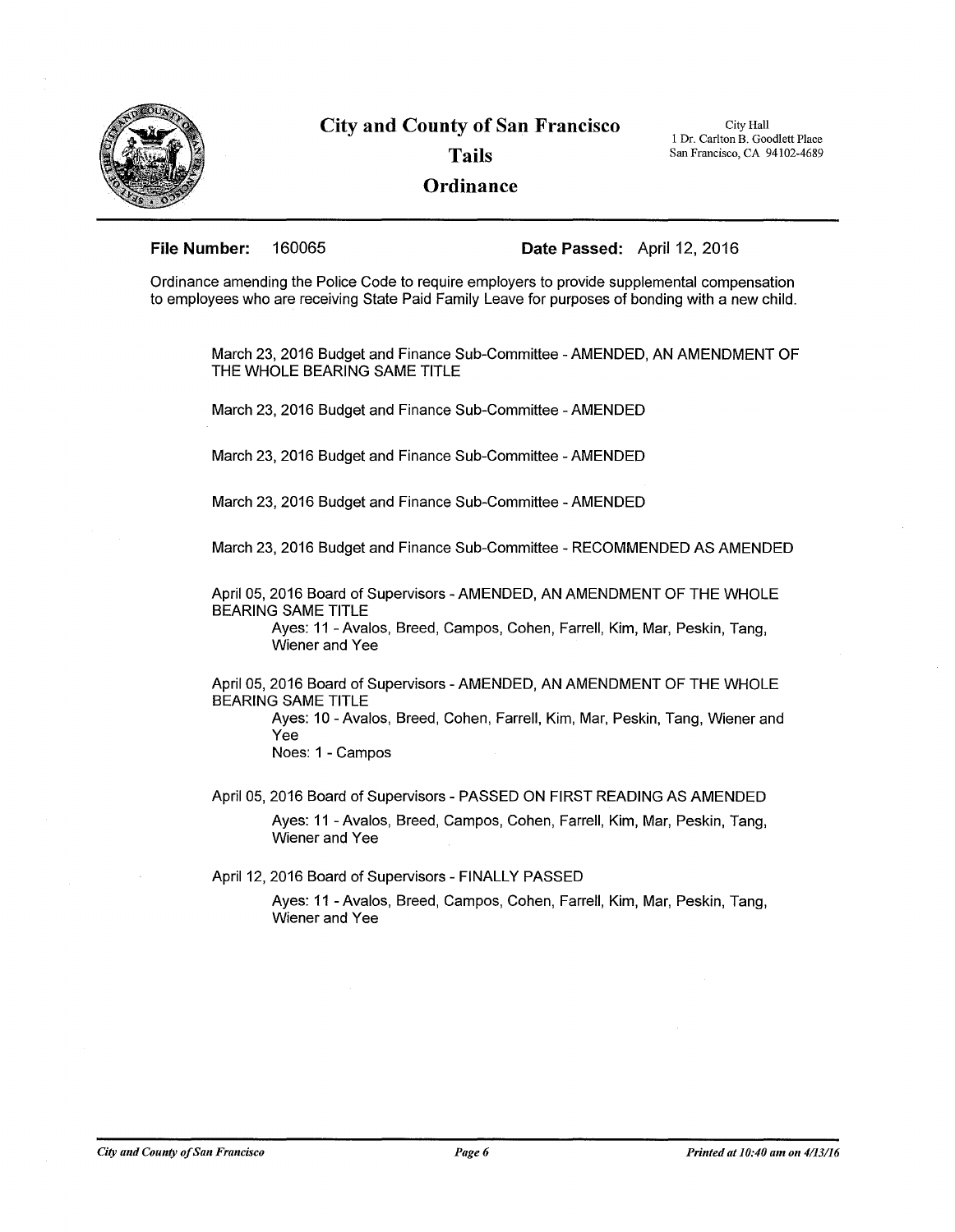# City and County of San Francisco

## Tails

## Ordinance

City Hall
1 Dr. Carlton B. Goodlett Place
San Francisco, CA 94102-4689

**File Number:** 160065 **Date Passed:** April 12, 2016

Ordinance amending the Police Code to require employers to provide supplemental compensation to employees who are receiving State Paid Family Leave for purposes of bonding with a new child.

March 23, 2016 Budget and Finance Sub-Committee - AMENDED, AN AMENDMENT OF THE WHOLE BEARING SAME TITLE

March 23, 2016 Budget and Finance Sub-Committee - AMENDED

March 23, 2016 Budget and Finance Sub-Committee - AMENDED

March 23, 2016 Budget and Finance Sub-Committee - AMENDED

March 23, 2016 Budget and Finance Sub-Committee - RECOMMENDED AS AMENDED

April 05, 2016 Board of Supervisors - AMENDED, AN AMENDMENT OF THE WHOLE BEARING SAME TITLE

Ayes: 11 - Avalos, Breed, Campos, Cohen, Farrell, Kim, Mar, Peskin, Tang, Wiener and Yee

April 05, 2016 Board of Supervisors - AMENDED, AN AMENDMENT OF THE WHOLE BEARING SAME TITLE

Ayes: 10 - Avalos, Breed, Cohen, Farrell, Kim, Mar, Peskin, Tang, Wiener and Yee

Noes: 1 - Campos

April 05, 2016 Board of Supervisors - PASSED ON FIRST READING AS AMENDED

Ayes: 11 - Avalos, Breed, Campos, Cohen, Farrell, Kim, Mar, Peskin, Tang, Wiener and Yee

April 12, 2016 Board of Supervisors - FINALLY PASSED

Ayes: 11 - Avalos, Breed, Campos, Cohen, Farrell, Kim, Mar, Peskin, Tang, Wiener and Yee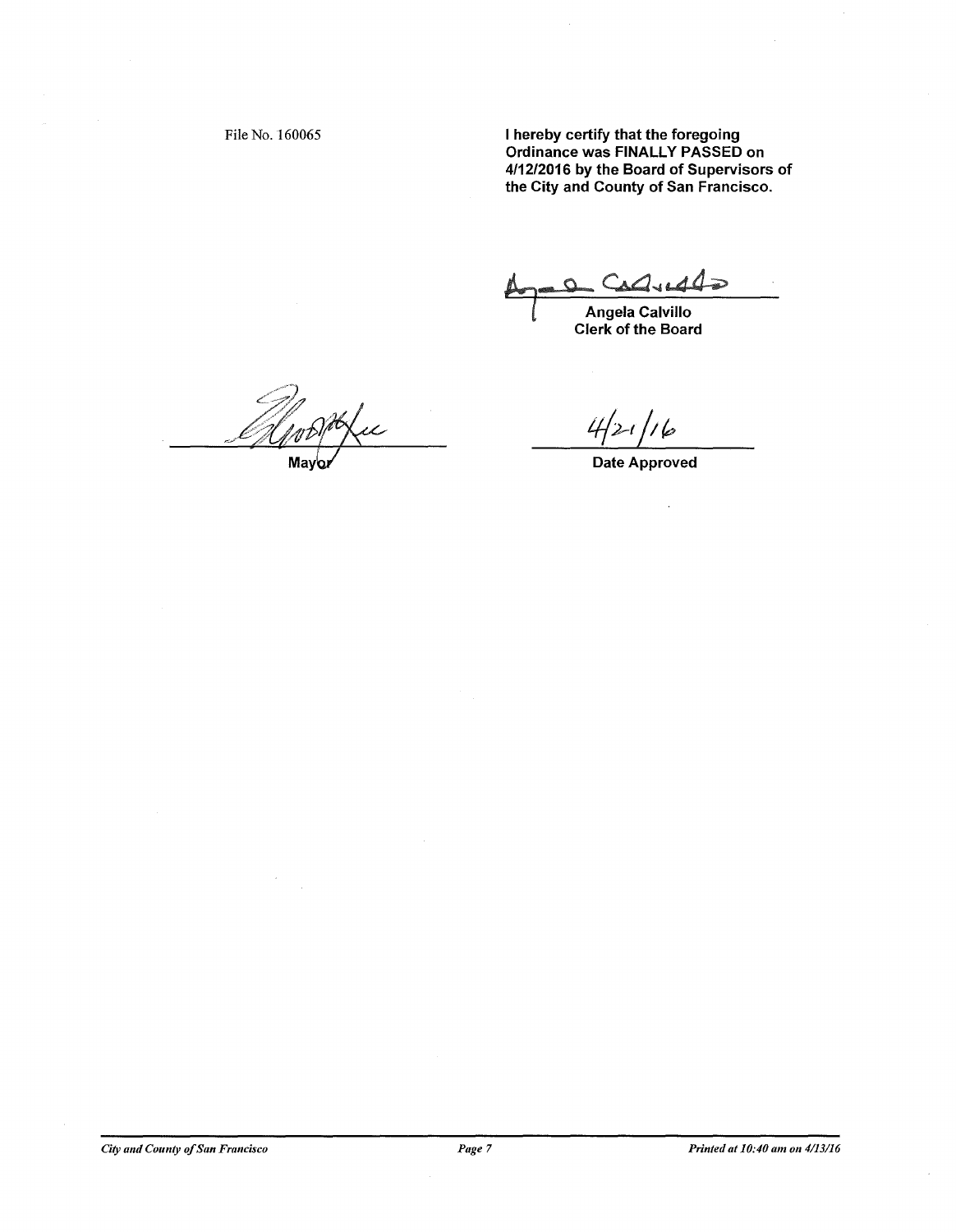File No. 160065

**I hereby certify that the foregoing Ordinance was FINALLY PASSED on 4/12/2016 by the Board of Supervisors of the City and County of San Francisco.**

**Angela Calvillo**
**Clerk of the Board**

**Mayor**

4/21/16

**Date Approved**